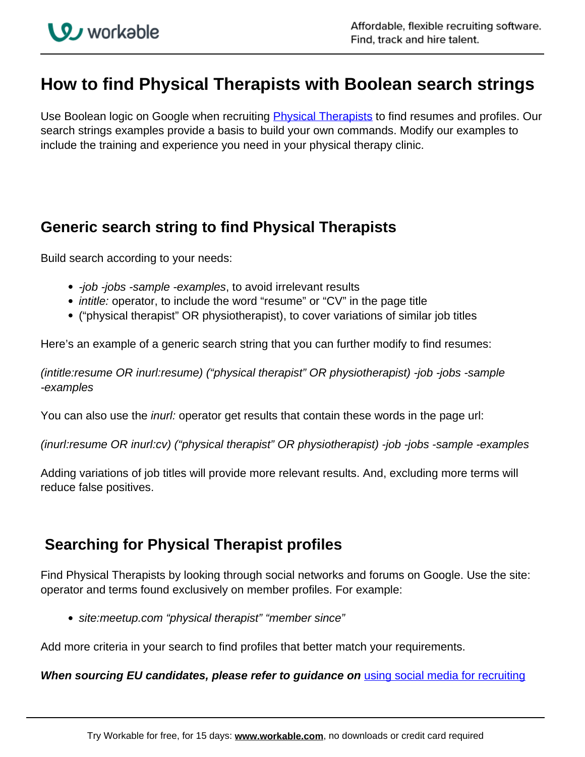# How to find Physical Therapists with Boolean search strings

Use Boolean logic on Google when recruiting [Physical Therapists](#) to find resumes and profiles. Our search strings examples provide a basis to build your own commands. Modify our examples to include the training and experience you need in your physical therapy clinic.

## Generic search string to find Physical Therapists

Build search according to your needs:

- *-job -jobs -sample -examples*, to avoid irrelevant results
- *intitle:* operator, to include the word "resume" or "CV" in the page title
- ("physical therapist" OR physiotherapist), to cover variations of similar job titles

Here's an example of a generic search string that you can further modify to find resumes:

*(intitle:resume OR inurl:resume) ("physical therapist" OR physiotherapist) -job -jobs -sample -examples*

You can also use the *inurl:* operator get results that contain these words in the page url:

*(inurl:resume OR inurl:cv) ("physical therapist" OR physiotherapist) -job -jobs -sample -examples*

Adding variations of job titles will provide more relevant results. And, excluding more terms will reduce false positives.

## Searching for Physical Therapist profiles

Find Physical Therapists by looking through social networks and forums on Google. Use the site: operator and terms found exclusively on member profiles. For example:

- *site:meetup.com "physical therapist" "member since"*

Add more criteria in your search to find profiles that better match your requirements.

***When sourcing EU candidates, please refer to guidance on*** [using social media for recruiting](#)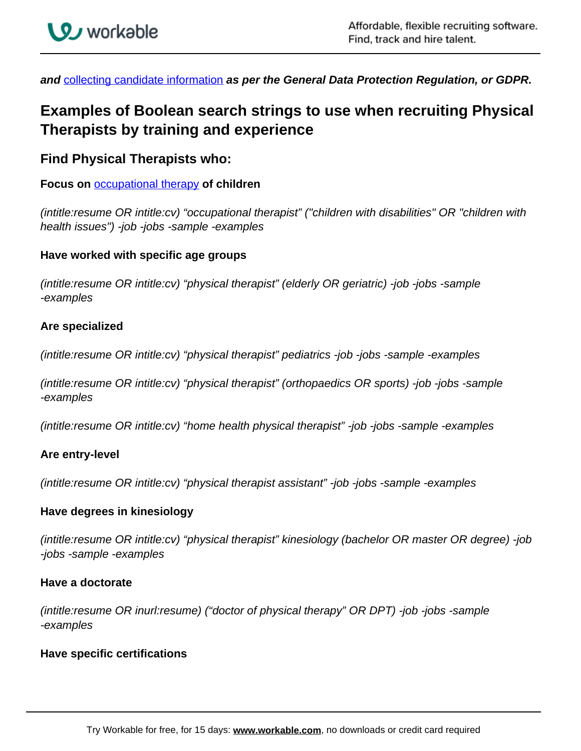***and** [collecting candidate information](#) **as per the General Data Protection Regulation, or GDPR.***

## Examples of Boolean search strings to use when recruiting Physical Therapists by training and experience

### Find Physical Therapists who:

**Focus on [occupational therapy](#) of children**

*(intitle:resume OR intitle:cv) "occupational therapist" ("children with disabilities" OR "children with health issues") -job -jobs -sample -examples*

**Have worked with specific age groups**

*(intitle:resume OR intitle:cv) "physical therapist" (elderly OR geriatric) -job -jobs -sample -examples*

**Are specialized**

*(intitle:resume OR intitle:cv) "physical therapist" pediatrics -job -jobs -sample -examples*

*(intitle:resume OR intitle:cv) "physical therapist" (orthopaedics OR sports) -job -jobs -sample -examples*

*(intitle:resume OR intitle:cv) "home health physical therapist" -job -jobs -sample -examples*

**Are entry-level**

*(intitle:resume OR intitle:cv) "physical therapist assistant" -job -jobs -sample -examples*

**Have degrees in kinesiology**

*(intitle:resume OR intitle:cv) "physical therapist" kinesiology (bachelor OR master OR degree) -job -jobs -sample -examples*

**Have a doctorate**

*(intitle:resume OR inurl:resume) ("doctor of physical therapy" OR DPT) -job -jobs -sample -examples*

**Have specific certifications**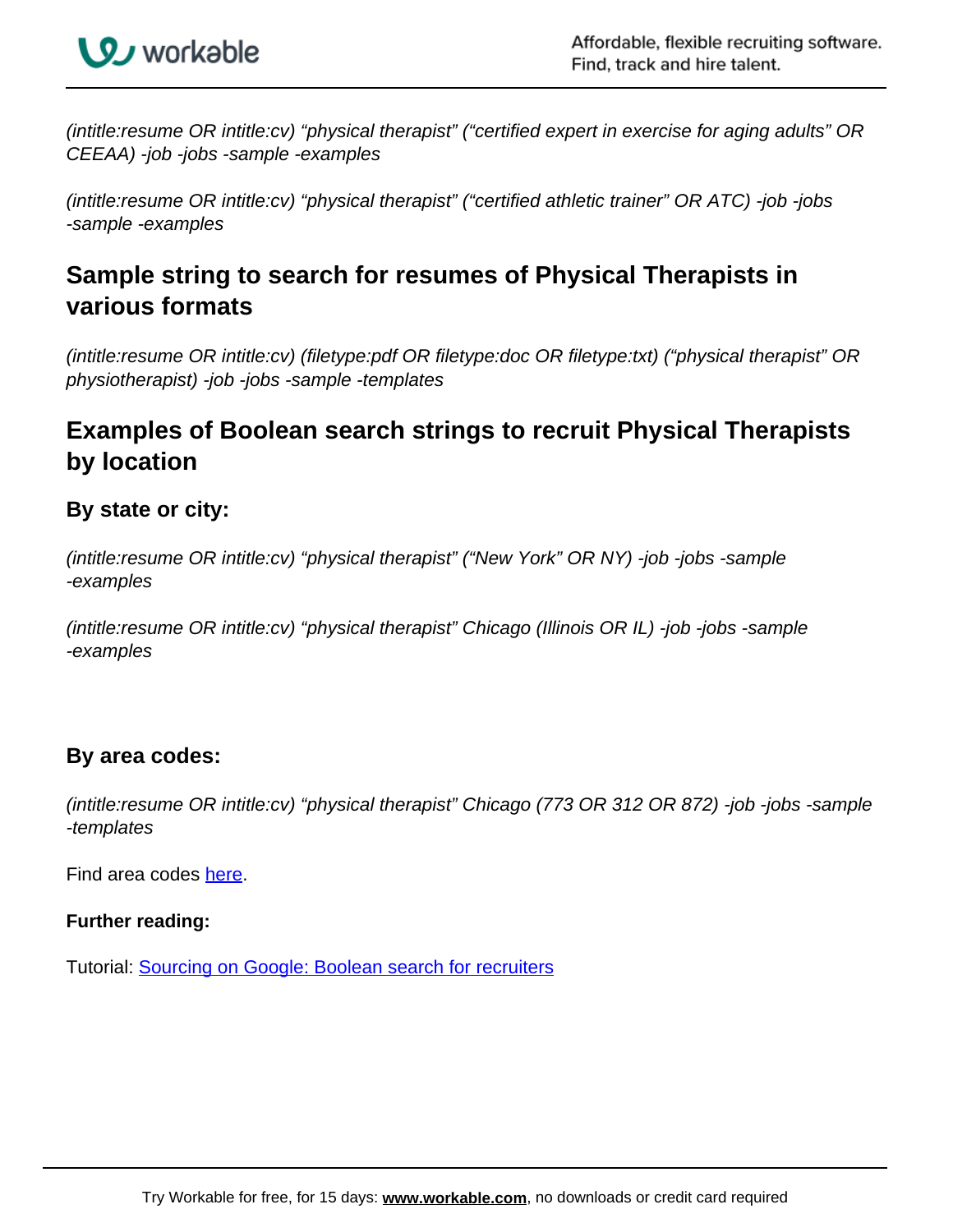*(intitle:resume OR intitle:cv) “physical therapist” (“certified expert in exercise for aging adults” OR CEEAA) -job -jobs -sample -examples*

*(intitle:resume OR intitle:cv) “physical therapist” (“certified athletic trainer” OR ATC) -job -jobs -sample -examples*

## Sample string to search for resumes of Physical Therapists in various formats

*(intitle:resume OR intitle:cv) (filetype:pdf OR filetype:doc OR filetype:txt) (“physical therapist” OR physiotherapist) -job -jobs -sample -templates*

## Examples of Boolean search strings to recruit Physical Therapists by location

### By state or city:

*(intitle:resume OR intitle:cv) “physical therapist” (“New York” OR NY) -job -jobs -sample -examples*

*(intitle:resume OR intitle:cv) “physical therapist” Chicago (Illinois OR IL) -job -jobs -sample -examples*

### By area codes:

*(intitle:resume OR intitle:cv) “physical therapist” Chicago (773 OR 312 OR 872) -job -jobs -sample -templates*

Find area codes here.

**Further reading:**

Tutorial: Sourcing on Google: Boolean search for recruiters